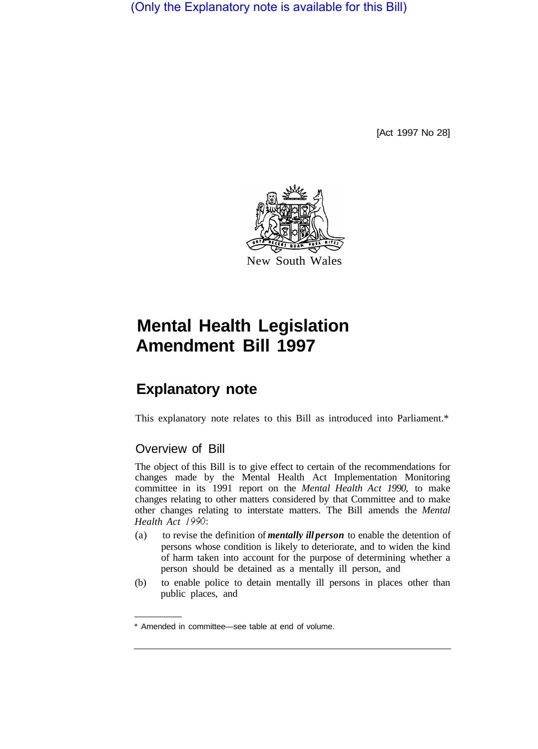(Only the Explanatory note is available for this Bill)

[Act 1997 No 28]

New South Wales

# Mental Health Legislation Amendment Bill 1997

## Explanatory note

This explanatory note relates to this Bill as introduced into Parliament.*

### Overview of Bill

The object of this Bill is to give effect to certain of the recommendations for changes made by the Mental Health Act Implementation Monitoring committee in its 1991 report on the *Mental Health Act 1990*, to make changes relating to other matters considered by that Committee and to make other changes relating to interstate matters. The Bill amends the *Mental Health Act 1990*:

(a) to revise the definition of ***mentally ill person*** to enable the detention of persons whose condition is likely to deteriorate, and to widen the kind of harm taken into account for the purpose of determining whether a person should be detained as a mentally ill person, and

(b) to enable police to detain mentally ill persons in places other than public places, and

* Amended in committee—see table at end of volume.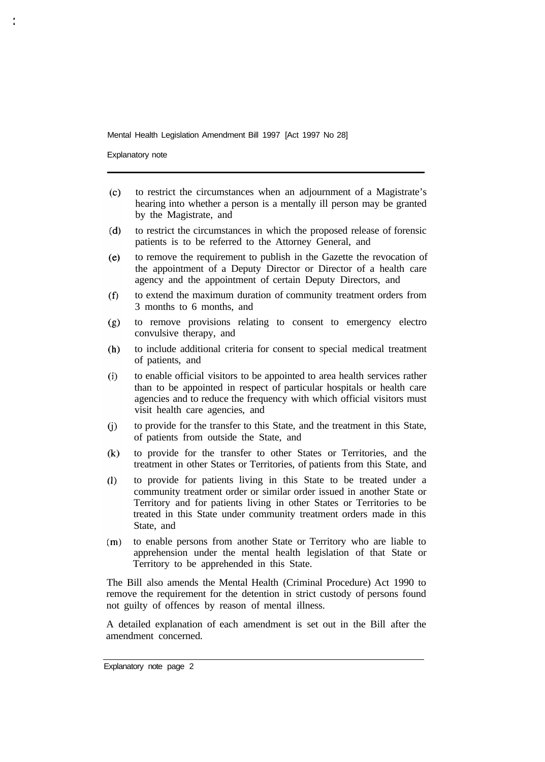(c) to restrict the circumstances when an adjournment of a Magistrate's hearing into whether a person is a mentally ill person may be granted by the Magistrate, and

(d) to restrict the circumstances in which the proposed release of forensic patients is to be referred to the Attorney General, and

(e) to remove the requirement to publish in the Gazette the revocation of the appointment of a Deputy Director or Director of a health care agency and the appointment of certain Deputy Directors, and

(f) to extend the maximum duration of community treatment orders from 3 months to 6 months, and

(g) to remove provisions relating to consent to emergency electro convulsive therapy, and

(h) to include additional criteria for consent to special medical treatment of patients, and

(i) to enable official visitors to be appointed to area health services rather than to be appointed in respect of particular hospitals or health care agencies and to reduce the frequency with which official visitors must visit health care agencies, and

(j) to provide for the transfer to this State, and the treatment in this State, of patients from outside the State, and

(k) to provide for the transfer to other States or Territories, and the treatment in other States or Territories, of patients from this State, and

(l) to provide for patients living in this State to be treated under a community treatment order or similar order issued in another State or Territory and for patients living in other States or Territories to be treated in this State under community treatment orders made in this State, and

(m) to enable persons from another State or Territory who are liable to apprehension under the mental health legislation of that State or Territory to be apprehended in this State.

The Bill also amends the Mental Health (Criminal Procedure) Act 1990 to remove the requirement for the detention in strict custody of persons found not guilty of offences by reason of mental illness.

A detailed explanation of each amendment is set out in the Bill after the amendment concerned.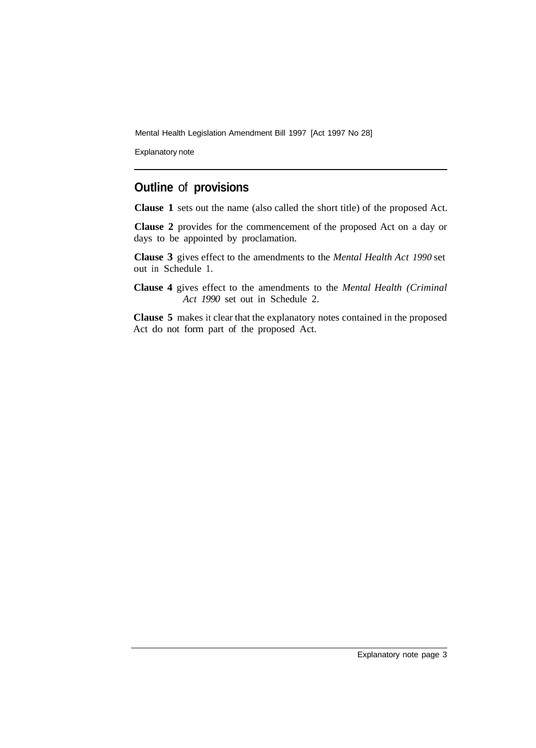## Outline of provisions

**Clause 1** sets out the name (also called the short title) of the proposed Act.

**Clause 2** provides for the commencement of the proposed Act on a day or days to be appointed by proclamation.

**Clause 3** gives effect to the amendments to the *Mental Health Act 1990* set out in Schedule 1.

**Clause 4** gives effect to the amendments to the *Mental Health (Criminal Act 1990* set out in Schedule 2.

**Clause 5** makes it clear that the explanatory notes contained in the proposed Act do not form part of the proposed Act.